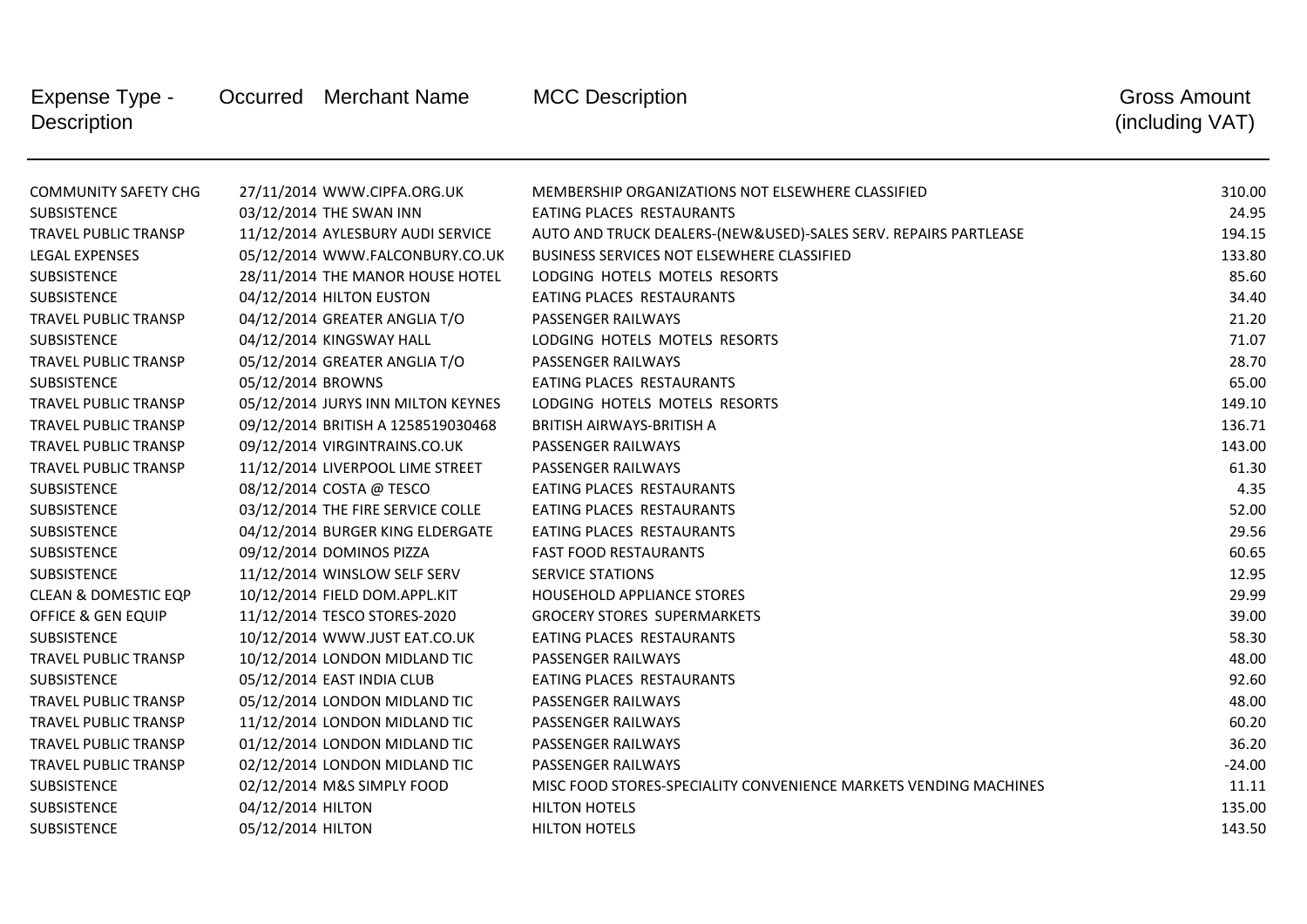| Expense Type - Description | Occurred | Merchant Name | MCC Description | Gross Amount (including VAT) |
|---|---|---|---|---|
| COMMUNITY SAFETY CHG | 27/11/2014 | WWW.CIPFA.ORG.UK | MEMBERSHIP ORGANIZATIONS NOT ELSEWHERE CLASSIFIED | 310.00 |
| SUBSISTENCE | 03/12/2014 | THE SWAN INN | EATING PLACES RESTAURANTS | 24.95 |
| TRAVEL PUBLIC TRANSP | 11/12/2014 | AYLESBURY AUDI SERVICE | AUTO AND TRUCK DEALERS-(NEW&USED)-SALES SERV. REPAIRS PARTLEASE | 194.15 |
| LEGAL EXPENSES | 05/12/2014 | WWW.FALCONBURY.CO.UK | BUSINESS SERVICES NOT ELSEWHERE CLASSIFIED | 133.80 |
| SUBSISTENCE | 28/11/2014 | THE MANOR HOUSE HOTEL | LODGING HOTELS MOTELS RESORTS | 85.60 |
| SUBSISTENCE | 04/12/2014 | HILTON EUSTON | EATING PLACES RESTAURANTS | 34.40 |
| TRAVEL PUBLIC TRANSP | 04/12/2014 | GREATER ANGLIA T/O | PASSENGER RAILWAYS | 21.20 |
| SUBSISTENCE | 04/12/2014 | KINGSWAY HALL | LODGING HOTELS MOTELS RESORTS | 71.07 |
| TRAVEL PUBLIC TRANSP | 05/12/2014 | GREATER ANGLIA T/O | PASSENGER RAILWAYS | 28.70 |
| SUBSISTENCE | 05/12/2014 | BROWNS | EATING PLACES RESTAURANTS | 65.00 |
| TRAVEL PUBLIC TRANSP | 05/12/2014 | JURYS INN MILTON KEYNES | LODGING HOTELS MOTELS RESORTS | 149.10 |
| TRAVEL PUBLIC TRANSP | 09/12/2014 | BRITISH A 1258519030468 | BRITISH AIRWAYS-BRITISH A | 136.71 |
| TRAVEL PUBLIC TRANSP | 09/12/2014 | VIRGINTRAINS.CO.UK | PASSENGER RAILWAYS | 143.00 |
| TRAVEL PUBLIC TRANSP | 11/12/2014 | LIVERPOOL LIME STREET | PASSENGER RAILWAYS | 61.30 |
| SUBSISTENCE | 08/12/2014 | COSTA @ TESCO | EATING PLACES RESTAURANTS | 4.35 |
| SUBSISTENCE | 03/12/2014 | THE FIRE SERVICE COLLE | EATING PLACES RESTAURANTS | 52.00 |
| SUBSISTENCE | 04/12/2014 | BURGER KING ELDERGATE | EATING PLACES RESTAURANTS | 29.56 |
| SUBSISTENCE | 09/12/2014 | DOMINOS PIZZA | FAST FOOD RESTAURANTS | 60.65 |
| SUBSISTENCE | 11/12/2014 | WINSLOW SELF SERV | SERVICE STATIONS | 12.95 |
| CLEAN & DOMESTIC EQP | 10/12/2014 | FIELD DOM.APPL.KIT | HOUSEHOLD APPLIANCE STORES | 29.99 |
| OFFICE & GEN EQUIP | 11/12/2014 | TESCO STORES-2020 | GROCERY STORES SUPERMARKETS | 39.00 |
| SUBSISTENCE | 10/12/2014 | WWW.JUST EAT.CO.UK | EATING PLACES RESTAURANTS | 58.30 |
| TRAVEL PUBLIC TRANSP | 10/12/2014 | LONDON MIDLAND TIC | PASSENGER RAILWAYS | 48.00 |
| SUBSISTENCE | 05/12/2014 | EAST INDIA CLUB | EATING PLACES RESTAURANTS | 92.60 |
| TRAVEL PUBLIC TRANSP | 05/12/2014 | LONDON MIDLAND TIC | PASSENGER RAILWAYS | 48.00 |
| TRAVEL PUBLIC TRANSP | 11/12/2014 | LONDON MIDLAND TIC | PASSENGER RAILWAYS | 60.20 |
| TRAVEL PUBLIC TRANSP | 01/12/2014 | LONDON MIDLAND TIC | PASSENGER RAILWAYS | 36.20 |
| TRAVEL PUBLIC TRANSP | 02/12/2014 | LONDON MIDLAND TIC | PASSENGER RAILWAYS | -24.00 |
| SUBSISTENCE | 02/12/2014 | M&S SIMPLY FOOD | MISC FOOD STORES-SPECIALITY CONVENIENCE MARKETS VENDING MACHINES | 11.11 |
| SUBSISTENCE | 04/12/2014 | HILTON | HILTON HOTELS | 135.00 |
| SUBSISTENCE | 05/12/2014 | HILTON | HILTON HOTELS | 143.50 |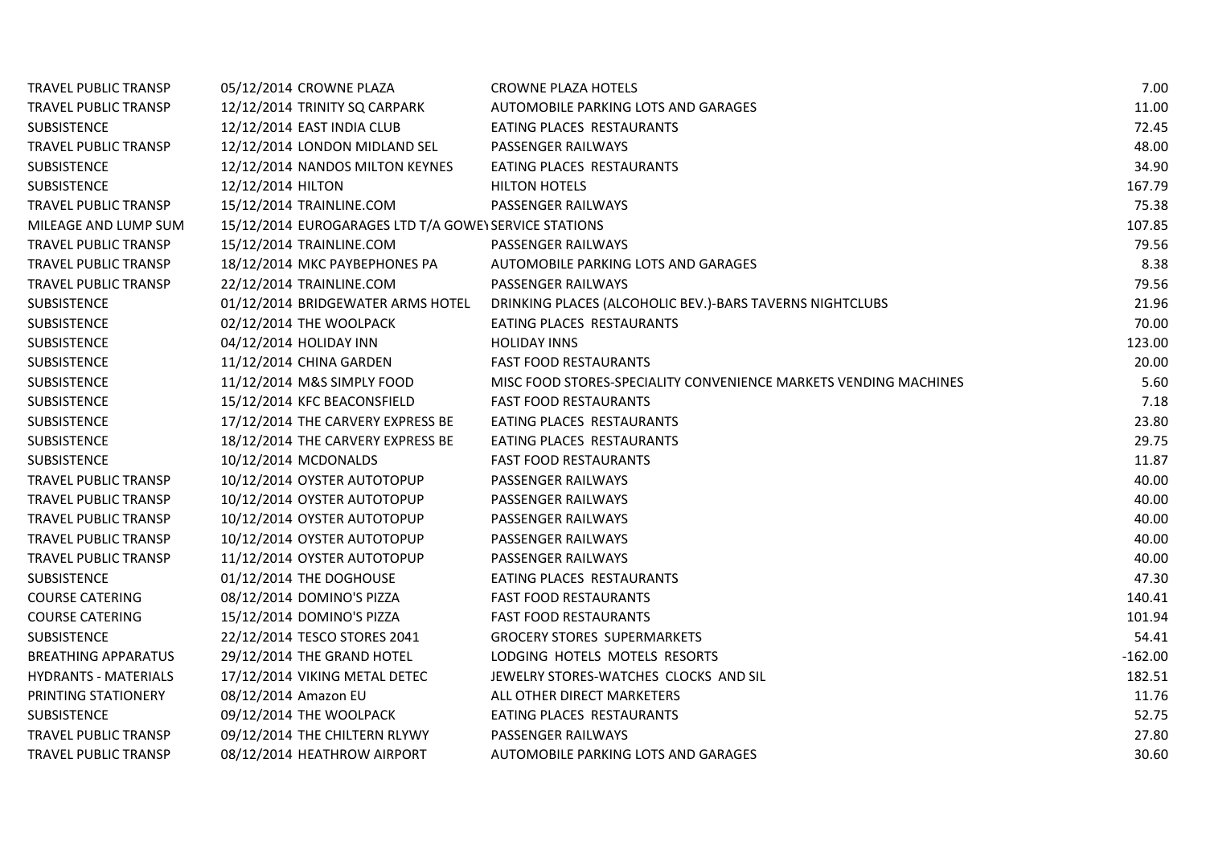| | | | | |
|---|---|---|---|---|
| TRAVEL PUBLIC TRANSP | 05/12/2014 | CROWNE PLAZA | CROWNE PLAZA HOTELS | 7.00 |
| TRAVEL PUBLIC TRANSP | 12/12/2014 | TRINITY SQ CARPARK | AUTOMOBILE PARKING LOTS AND GARAGES | 11.00 |
| SUBSISTENCE | 12/12/2014 | EAST INDIA CLUB | EATING PLACES RESTAURANTS | 72.45 |
| TRAVEL PUBLIC TRANSP | 12/12/2014 | LONDON MIDLAND SEL | PASSENGER RAILWAYS | 48.00 |
| SUBSISTENCE | 12/12/2014 | NANDOS MILTON KEYNES | EATING PLACES RESTAURANTS | 34.90 |
| SUBSISTENCE | 12/12/2014 | HILTON | HILTON HOTELS | 167.79 |
| TRAVEL PUBLIC TRANSP | 15/12/2014 | TRAINLINE.COM | PASSENGER RAILWAYS | 75.38 |
| MILEAGE AND LUMP SUM | 15/12/2014 | EUROGARAGES LTD T/A GOWEY | SERVICE STATIONS | 107.85 |
| TRAVEL PUBLIC TRANSP | 15/12/2014 | TRAINLINE.COM | PASSENGER RAILWAYS | 79.56 |
| TRAVEL PUBLIC TRANSP | 18/12/2014 | MKC PAYBEPHONES PA | AUTOMOBILE PARKING LOTS AND GARAGES | 8.38 |
| TRAVEL PUBLIC TRANSP | 22/12/2014 | TRAINLINE.COM | PASSENGER RAILWAYS | 79.56 |
| SUBSISTENCE | 01/12/2014 | BRIDGEWATER ARMS HOTEL | DRINKING PLACES (ALCOHOLIC BEV.)-BARS TAVERNS NIGHTCLUBS | 21.96 |
| SUBSISTENCE | 02/12/2014 | THE WOOLPACK | EATING PLACES RESTAURANTS | 70.00 |
| SUBSISTENCE | 04/12/2014 | HOLIDAY INN | HOLIDAY INNS | 123.00 |
| SUBSISTENCE | 11/12/2014 | CHINA GARDEN | FAST FOOD RESTAURANTS | 20.00 |
| SUBSISTENCE | 11/12/2014 | M&S SIMPLY FOOD | MISC FOOD STORES-SPECIALITY CONVENIENCE MARKETS VENDING MACHINES | 5.60 |
| SUBSISTENCE | 15/12/2014 | KFC BEACONSFIELD | FAST FOOD RESTAURANTS | 7.18 |
| SUBSISTENCE | 17/12/2014 | THE CARVERY EXPRESS BE | EATING PLACES RESTAURANTS | 23.80 |
| SUBSISTENCE | 18/12/2014 | THE CARVERY EXPRESS BE | EATING PLACES RESTAURANTS | 29.75 |
| SUBSISTENCE | 10/12/2014 | MCDONALDS | FAST FOOD RESTAURANTS | 11.87 |
| TRAVEL PUBLIC TRANSP | 10/12/2014 | OYSTER AUTOTOPUP | PASSENGER RAILWAYS | 40.00 |
| TRAVEL PUBLIC TRANSP | 10/12/2014 | OYSTER AUTOTOPUP | PASSENGER RAILWAYS | 40.00 |
| TRAVEL PUBLIC TRANSP | 10/12/2014 | OYSTER AUTOTOPUP | PASSENGER RAILWAYS | 40.00 |
| TRAVEL PUBLIC TRANSP | 10/12/2014 | OYSTER AUTOTOPUP | PASSENGER RAILWAYS | 40.00 |
| TRAVEL PUBLIC TRANSP | 11/12/2014 | OYSTER AUTOTOPUP | PASSENGER RAILWAYS | 40.00 |
| SUBSISTENCE | 01/12/2014 | THE DOGHOUSE | EATING PLACES RESTAURANTS | 47.30 |
| COURSE CATERING | 08/12/2014 | DOMINO'S PIZZA | FAST FOOD RESTAURANTS | 140.41 |
| COURSE CATERING | 15/12/2014 | DOMINO'S PIZZA | FAST FOOD RESTAURANTS | 101.94 |
| SUBSISTENCE | 22/12/2014 | TESCO STORES 2041 | GROCERY STORES SUPERMARKETS | 54.41 |
| BREATHING APPARATUS | 29/12/2014 | THE GRAND HOTEL | LODGING HOTELS MOTELS RESORTS | -162.00 |
| HYDRANTS - MATERIALS | 17/12/2014 | VIKING METAL DETEC | JEWELRY STORES-WATCHES CLOCKS AND SIL | 182.51 |
| PRINTING STATIONERY | 08/12/2014 | Amazon EU | ALL OTHER DIRECT MARKETERS | 11.76 |
| SUBSISTENCE | 09/12/2014 | THE WOOLPACK | EATING PLACES RESTAURANTS | 52.75 |
| TRAVEL PUBLIC TRANSP | 09/12/2014 | THE CHILTERN RLYWY | PASSENGER RAILWAYS | 27.80 |
| TRAVEL PUBLIC TRANSP | 08/12/2014 | HEATHROW AIRPORT | AUTOMOBILE PARKING LOTS AND GARAGES | 30.60 |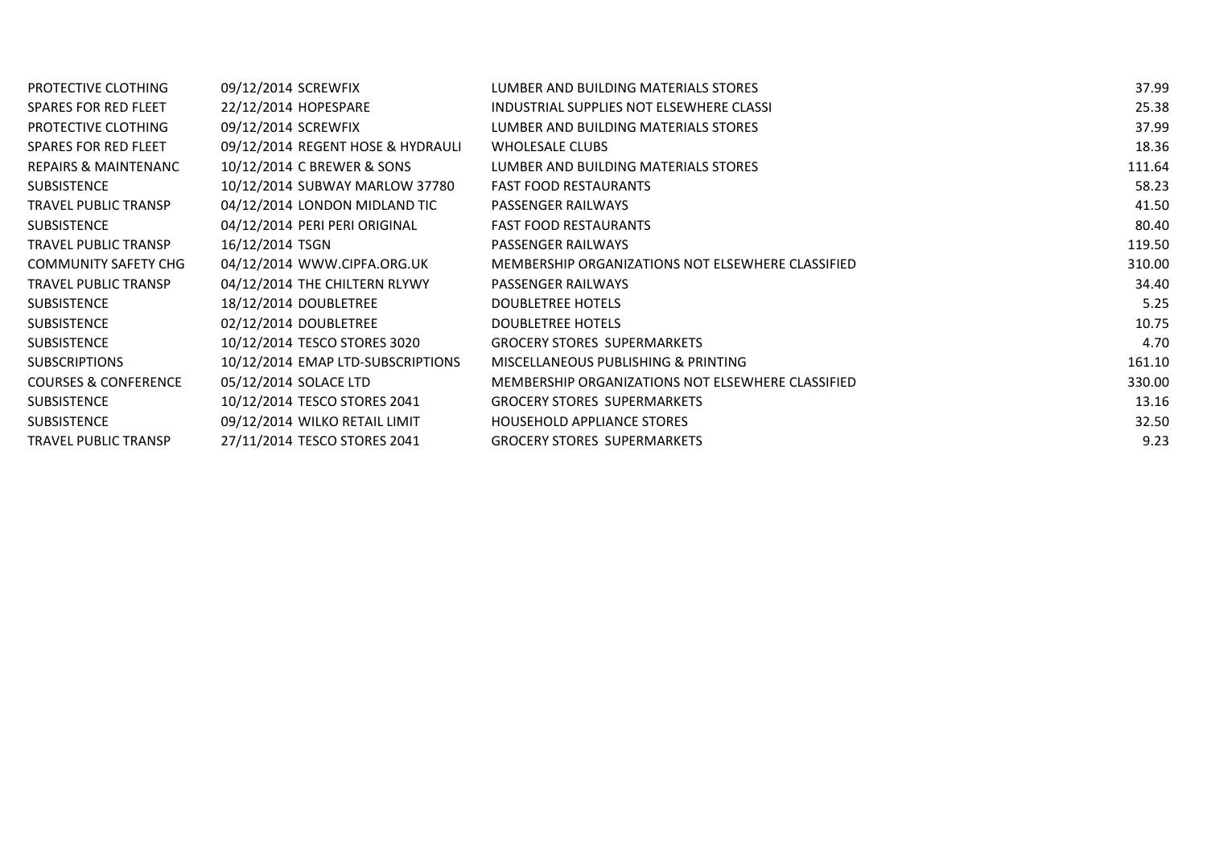| | | | | |
|---|---|---|---|---|
| PROTECTIVE CLOTHING | 09/12/2014 | SCREWFIX | LUMBER AND BUILDING MATERIALS STORES | 37.99 |
| SPARES FOR RED FLEET | 22/12/2014 | HOPESPARE | INDUSTRIAL SUPPLIES NOT ELSEWHERE CLASSI | 25.38 |
| PROTECTIVE CLOTHING | 09/12/2014 | SCREWFIX | LUMBER AND BUILDING MATERIALS STORES | 37.99 |
| SPARES FOR RED FLEET | 09/12/2014 | REGENT HOSE & HYDRAULI | WHOLESALE CLUBS | 18.36 |
| REPAIRS & MAINTENANC | 10/12/2014 | C BREWER & SONS | LUMBER AND BUILDING MATERIALS STORES | 111.64 |
| SUBSISTENCE | 10/12/2014 | SUBWAY MARLOW 37780 | FAST FOOD RESTAURANTS | 58.23 |
| TRAVEL PUBLIC TRANSP | 04/12/2014 | LONDON MIDLAND TIC | PASSENGER RAILWAYS | 41.50 |
| SUBSISTENCE | 04/12/2014 | PERI PERI ORIGINAL | FAST FOOD RESTAURANTS | 80.40 |
| TRAVEL PUBLIC TRANSP | 16/12/2014 | TSGN | PASSENGER RAILWAYS | 119.50 |
| COMMUNITY SAFETY CHG | 04/12/2014 | WWW.CIPFA.ORG.UK | MEMBERSHIP ORGANIZATIONS NOT ELSEWHERE CLASSIFIED | 310.00 |
| TRAVEL PUBLIC TRANSP | 04/12/2014 | THE CHILTERN RLYWY | PASSENGER RAILWAYS | 34.40 |
| SUBSISTENCE | 18/12/2014 | DOUBLETREE | DOUBLETREE HOTELS | 5.25 |
| SUBSISTENCE | 02/12/2014 | DOUBLETREE | DOUBLETREE HOTELS | 10.75 |
| SUBSISTENCE | 10/12/2014 | TESCO STORES 3020 | GROCERY STORES SUPERMARKETS | 4.70 |
| SUBSCRIPTIONS | 10/12/2014 | EMAP LTD-SUBSCRIPTIONS | MISCELLANEOUS PUBLISHING & PRINTING | 161.10 |
| COURSES & CONFERENCE | 05/12/2014 | SOLACE LTD | MEMBERSHIP ORGANIZATIONS NOT ELSEWHERE CLASSIFIED | 330.00 |
| SUBSISTENCE | 10/12/2014 | TESCO STORES 2041 | GROCERY STORES SUPERMARKETS | 13.16 |
| SUBSISTENCE | 09/12/2014 | WILKO RETAIL LIMIT | HOUSEHOLD APPLIANCE STORES | 32.50 |
| TRAVEL PUBLIC TRANSP | 27/11/2014 | TESCO STORES 2041 | GROCERY STORES SUPERMARKETS | 9.23 |